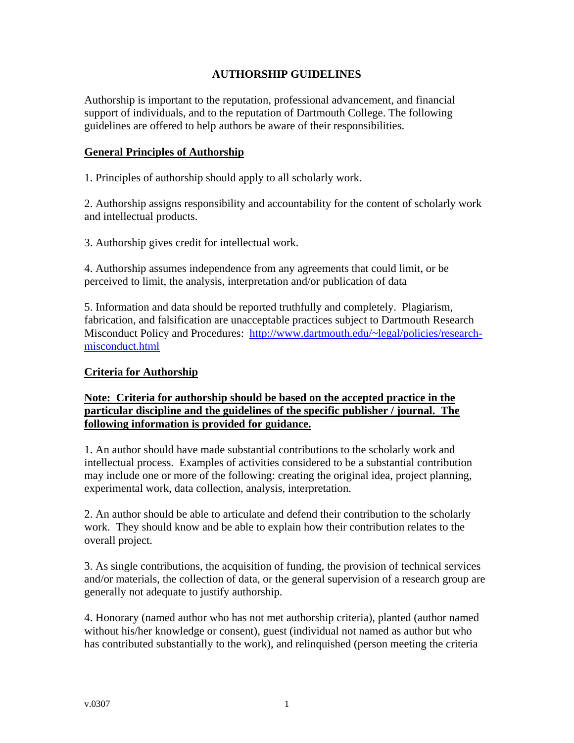# AUTHORSHIP GUIDELINES

Authorship is important to the reputation, professional advancement, and financial support of individuals, and to the reputation of Dartmouth College. The following guidelines are offered to help authors be aware of their responsibilities.

## General Principles of Authorship

1. Principles of authorship should apply to all scholarly work.

2. Authorship assigns responsibility and accountability for the content of scholarly work and intellectual products.

3. Authorship gives credit for intellectual work.

4. Authorship assumes independence from any agreements that could limit, or be perceived to limit, the analysis, interpretation and/or publication of data

5. Information and data should be reported truthfully and completely. Plagiarism, fabrication, and falsification are unacceptable practices subject to Dartmouth Research Misconduct Policy and Procedures: [http://www.dartmouth.edu/~legal/policies/research-misconduct.html](http://www.dartmouth.edu/~legal/policies/research-misconduct.html)

## Criteria for Authorship

**Note: Criteria for authorship should be based on the accepted practice in the particular discipline and the guidelines of the specific publisher / journal. The following information is provided for guidance.**

1. An author should have made substantial contributions to the scholarly work and intellectual process. Examples of activities considered to be a substantial contribution may include one or more of the following: creating the original idea, project planning, experimental work, data collection, analysis, interpretation.

2. An author should be able to articulate and defend their contribution to the scholarly work. They should know and be able to explain how their contribution relates to the overall project.

3. As single contributions, the acquisition of funding, the provision of technical services and/or materials, the collection of data, or the general supervision of a research group are generally not adequate to justify authorship.

4. Honorary (named author who has not met authorship criteria), planted (author named without his/her knowledge or consent), guest (individual not named as author but who has contributed substantially to the work), and relinquished (person meeting the criteria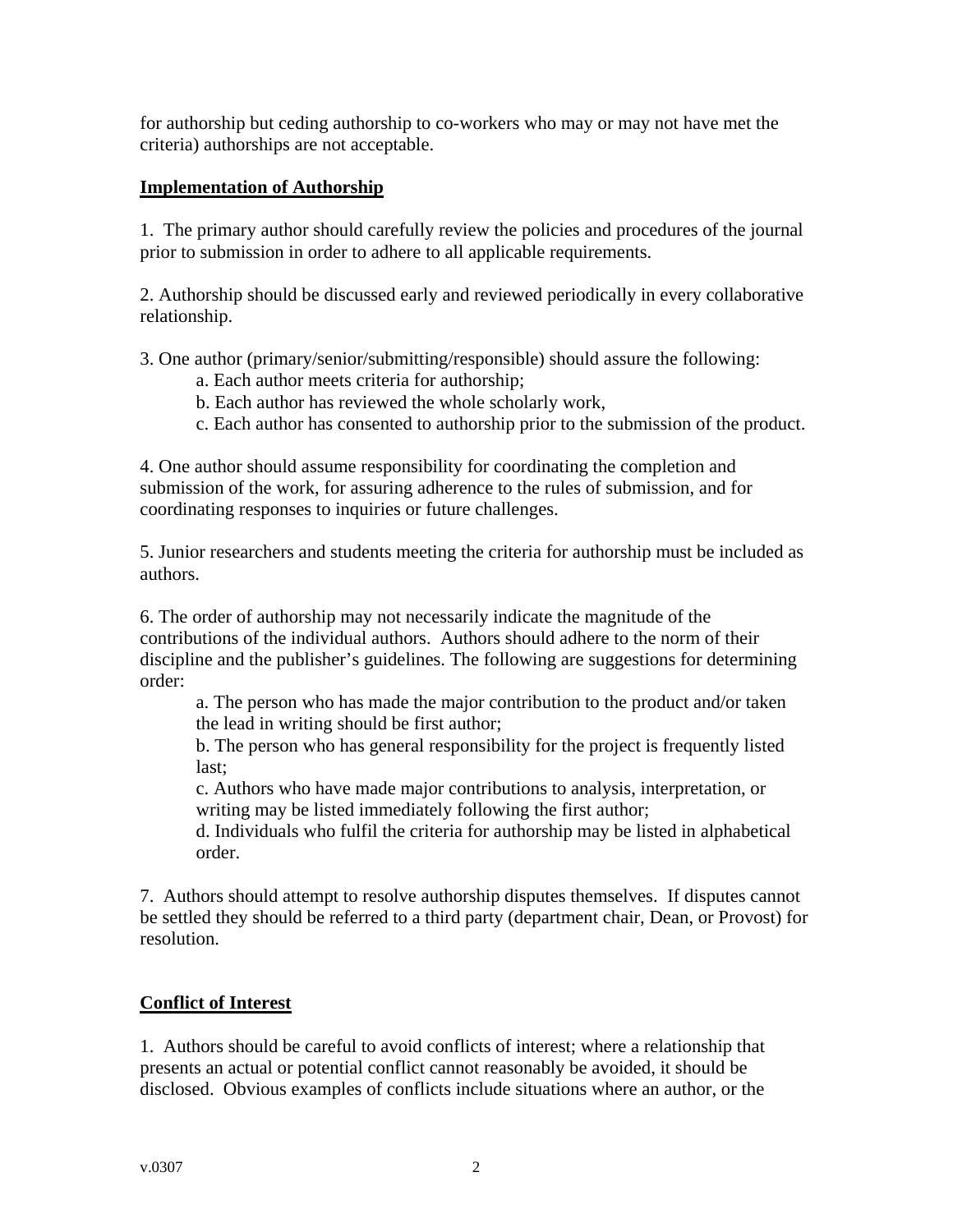for authorship but ceding authorship to co-workers who may or may not have met the criteria) authorships are not acceptable.

## Implementation of Authorship

1. The primary author should carefully review the policies and procedures of the journal prior to submission in order to adhere to all applicable requirements.

2. Authorship should be discussed early and reviewed periodically in every collaborative relationship.

3. One author (primary/senior/submitting/responsible) should assure the following:
   - a. Each author meets criteria for authorship;
   - b. Each author has reviewed the whole scholarly work,
   - c. Each author has consented to authorship prior to the submission of the product.

4. One author should assume responsibility for coordinating the completion and submission of the work, for assuring adherence to the rules of submission, and for coordinating responses to inquiries or future challenges.

5. Junior researchers and students meeting the criteria for authorship must be included as authors.

6. The order of authorship may not necessarily indicate the magnitude of the contributions of the individual authors. Authors should adhere to the norm of their discipline and the publisher's guidelines. The following are suggestions for determining order:
   - a. The person who has made the major contribution to the product and/or taken the lead in writing should be first author;
   - b. The person who has general responsibility for the project is frequently listed last;
   - c. Authors who have made major contributions to analysis, interpretation, or writing may be listed immediately following the first author;
   - d. Individuals who fulfil the criteria for authorship may be listed in alphabetical order.

7. Authors should attempt to resolve authorship disputes themselves. If disputes cannot be settled they should be referred to a third party (department chair, Dean, or Provost) for resolution.

## Conflict of Interest

1. Authors should be careful to avoid conflicts of interest; where a relationship that presents an actual or potential conflict cannot reasonably be avoided, it should be disclosed. Obvious examples of conflicts include situations where an author, or the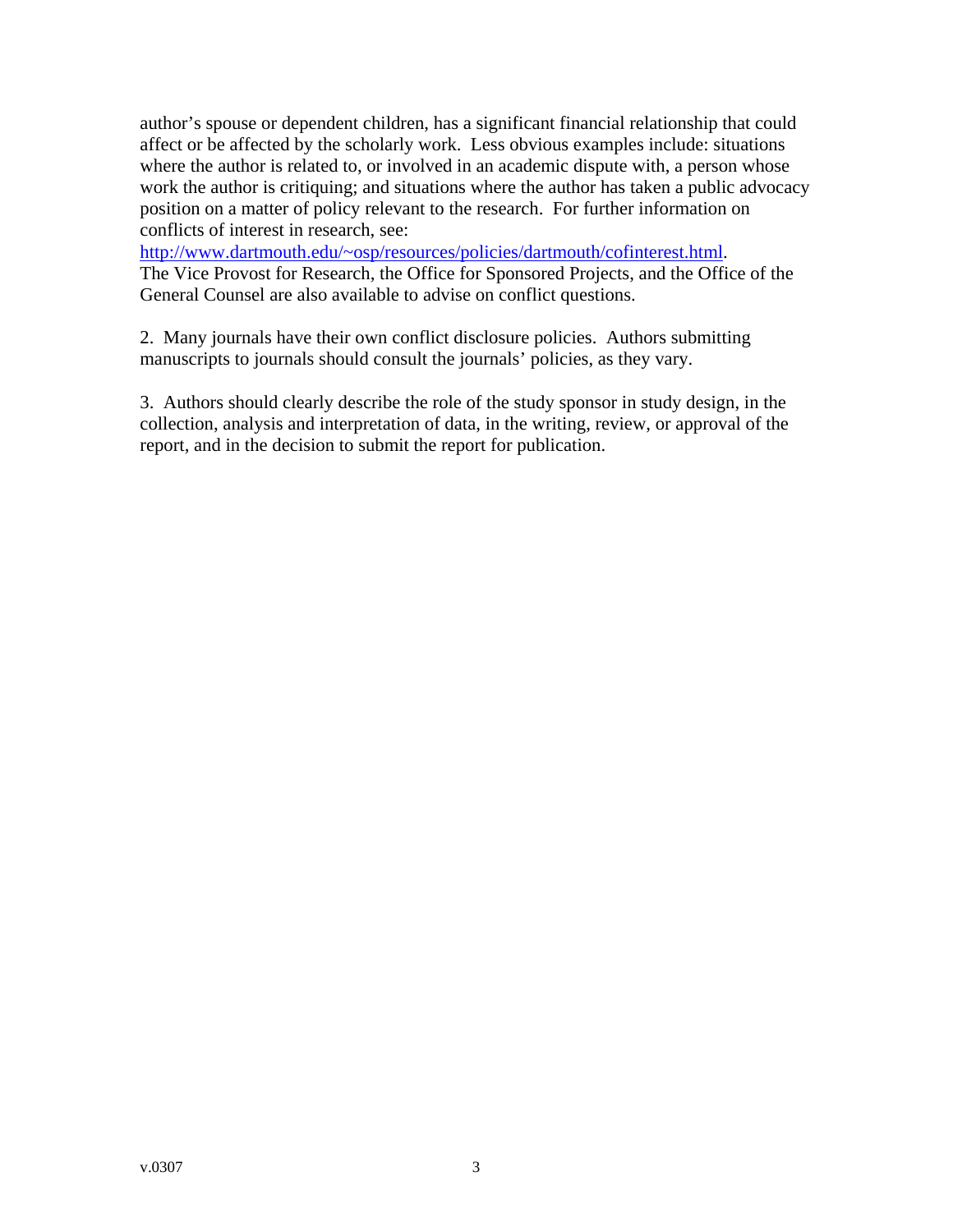author's spouse or dependent children, has a significant financial relationship that could affect or be affected by the scholarly work. Less obvious examples include: situations where the author is related to, or involved in an academic dispute with, a person whose work the author is critiquing; and situations where the author has taken a public advocacy position on a matter of policy relevant to the research. For further information on conflicts of interest in research, see: http://www.dartmouth.edu/~osp/resources/policies/dartmouth/cofinterest.html. The Vice Provost for Research, the Office for Sponsored Projects, and the Office of the General Counsel are also available to advise on conflict questions.

2. Many journals have their own conflict disclosure policies. Authors submitting manuscripts to journals should consult the journals' policies, as they vary.

3. Authors should clearly describe the role of the study sponsor in study design, in the collection, analysis and interpretation of data, in the writing, review, or approval of the report, and in the decision to submit the report for publication.

v.0307